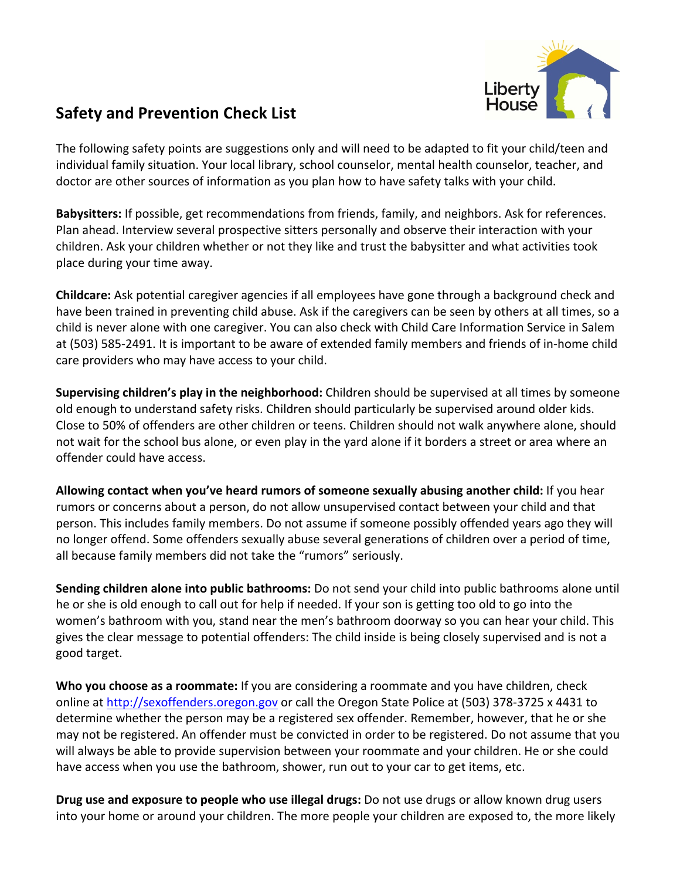# Safety and Prevention Check List

The following safety points are suggestions only and will need to be adapted to fit your child/teen and individual family situation. Your local library, school counselor, mental health counselor, teacher, and doctor are other sources of information as you plan how to have safety talks with your child.

**Babysitters:** If possible, get recommendations from friends, family, and neighbors. Ask for references. Plan ahead. Interview several prospective sitters personally and observe their interaction with your children. Ask your children whether or not they like and trust the babysitter and what activities took place during your time away.

**Childcare:** Ask potential caregiver agencies if all employees have gone through a background check and have been trained in preventing child abuse. Ask if the caregivers can be seen by others at all times, so a child is never alone with one caregiver. You can also check with Child Care Information Service in Salem at (503) 585-2491. It is important to be aware of extended family members and friends of in-home child care providers who may have access to your child.

**Supervising children's play in the neighborhood:** Children should be supervised at all times by someone old enough to understand safety risks. Children should particularly be supervised around older kids. Close to 50% of offenders are other children or teens. Children should not walk anywhere alone, should not wait for the school bus alone, or even play in the yard alone if it borders a street or area where an offender could have access.

**Allowing contact when you've heard rumors of someone sexually abusing another child:** If you hear rumors or concerns about a person, do not allow unsupervised contact between your child and that person. This includes family members. Do not assume if someone possibly offended years ago they will no longer offend. Some offenders sexually abuse several generations of children over a period of time, all because family members did not take the "rumors" seriously.

**Sending children alone into public bathrooms:** Do not send your child into public bathrooms alone until he or she is old enough to call out for help if needed. If your son is getting too old to go into the women's bathroom with you, stand near the men's bathroom doorway so you can hear your child. This gives the clear message to potential offenders: The child inside is being closely supervised and is not a good target.

**Who you choose as a roommate:** If you are considering a roommate and you have children, check online at http://sexoffenders.oregon.gov or call the Oregon State Police at (503) 378-3725 x 4431 to determine whether the person may be a registered sex offender. Remember, however, that he or she may not be registered. An offender must be convicted in order to be registered. Do not assume that you will always be able to provide supervision between your roommate and your children. He or she could have access when you use the bathroom, shower, run out to your car to get items, etc.

**Drug use and exposure to people who use illegal drugs:** Do not use drugs or allow known drug users into your home or around your children. The more people your children are exposed to, the more likely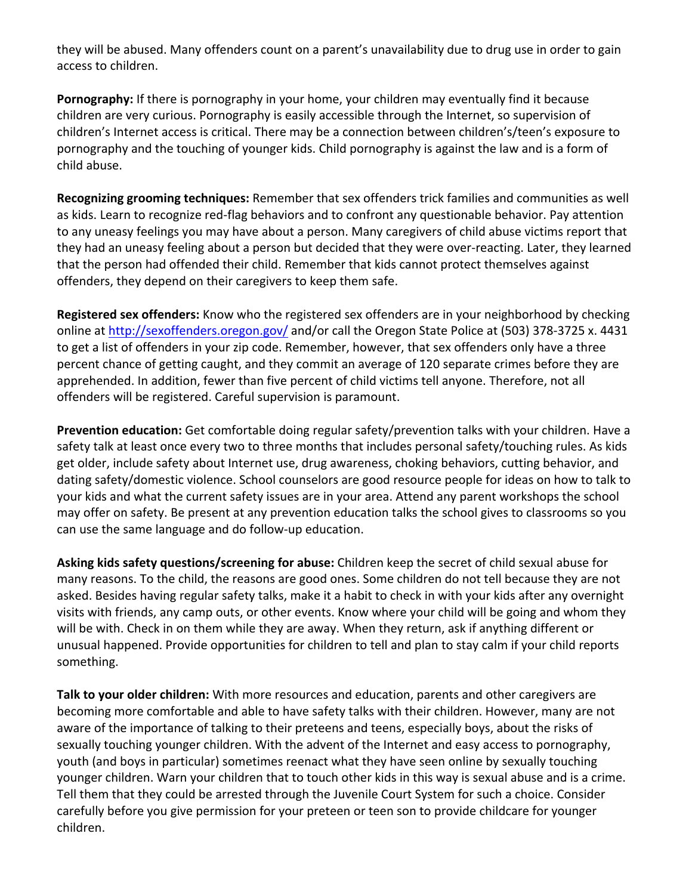they will be abused. Many offenders count on a parent's unavailability due to drug use in order to gain access to children.

**Pornography:** If there is pornography in your home, your children may eventually find it because children are very curious. Pornography is easily accessible through the Internet, so supervision of children's Internet access is critical. There may be a connection between children's/teen's exposure to pornography and the touching of younger kids. Child pornography is against the law and is a form of child abuse.

**Recognizing grooming techniques:** Remember that sex offenders trick families and communities as well as kids. Learn to recognize red-flag behaviors and to confront any questionable behavior. Pay attention to any uneasy feelings you may have about a person. Many caregivers of child abuse victims report that they had an uneasy feeling about a person but decided that they were over-reacting. Later, they learned that the person had offended their child. Remember that kids cannot protect themselves against offenders, they depend on their caregivers to keep them safe.

**Registered sex offenders:** Know who the registered sex offenders are in your neighborhood by checking online at [http://sexoffenders.oregon.gov/](http://sexoffenders.oregon.gov/) and/or call the Oregon State Police at (503) 378-3725 x. 4431 to get a list of offenders in your zip code. Remember, however, that sex offenders only have a three percent chance of getting caught, and they commit an average of 120 separate crimes before they are apprehended. In addition, fewer than five percent of child victims tell anyone. Therefore, not all offenders will be registered. Careful supervision is paramount.

**Prevention education:** Get comfortable doing regular safety/prevention talks with your children. Have a safety talk at least once every two to three months that includes personal safety/touching rules. As kids get older, include safety about Internet use, drug awareness, choking behaviors, cutting behavior, and dating safety/domestic violence. School counselors are good resource people for ideas on how to talk to your kids and what the current safety issues are in your area. Attend any parent workshops the school may offer on safety. Be present at any prevention education talks the school gives to classrooms so you can use the same language and do follow-up education.

**Asking kids safety questions/screening for abuse:** Children keep the secret of child sexual abuse for many reasons. To the child, the reasons are good ones. Some children do not tell because they are not asked. Besides having regular safety talks, make it a habit to check in with your kids after any overnight visits with friends, any camp outs, or other events. Know where your child will be going and whom they will be with. Check in on them while they are away. When they return, ask if anything different or unusual happened. Provide opportunities for children to tell and plan to stay calm if your child reports something.

**Talk to your older children:** With more resources and education, parents and other caregivers are becoming more comfortable and able to have safety talks with their children. However, many are not aware of the importance of talking to their preteens and teens, especially boys, about the risks of sexually touching younger children. With the advent of the Internet and easy access to pornography, youth (and boys in particular) sometimes reenact what they have seen online by sexually touching younger children. Warn your children that to touch other kids in this way is sexual abuse and is a crime. Tell them that they could be arrested through the Juvenile Court System for such a choice. Consider carefully before you give permission for your preteen or teen son to provide childcare for younger children.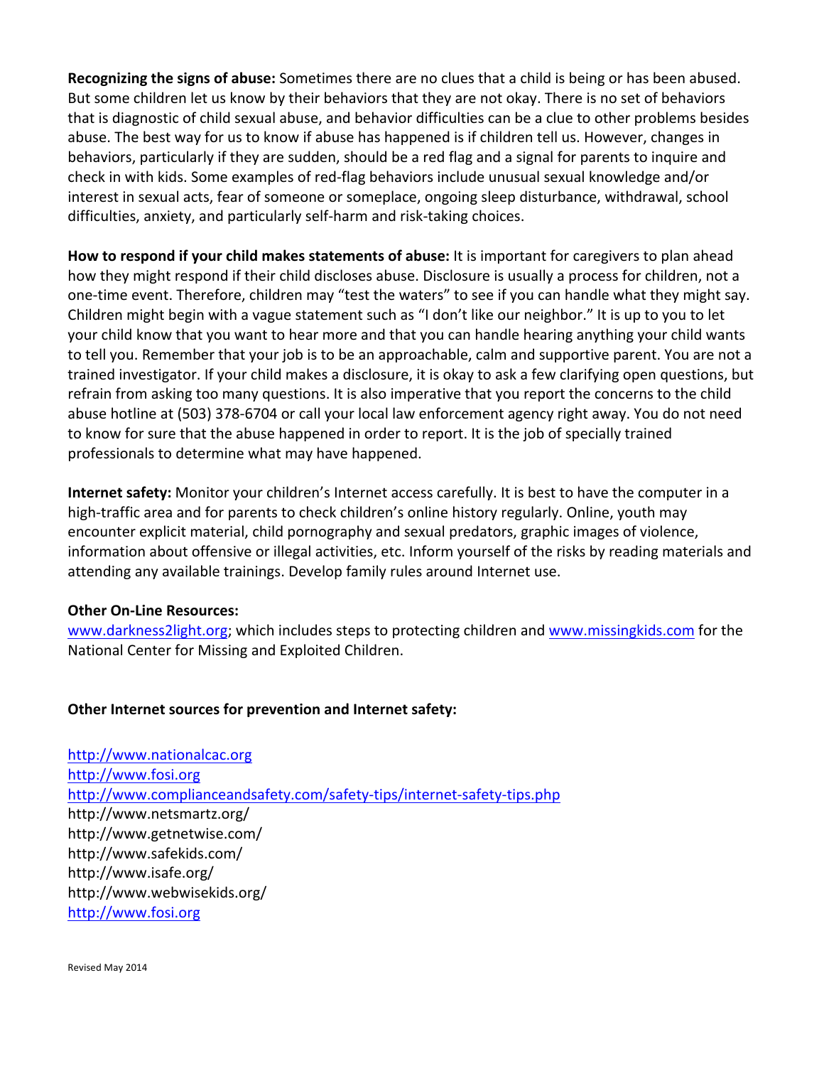**Recognizing the signs of abuse:** Sometimes there are no clues that a child is being or has been abused. But some children let us know by their behaviors that they are not okay. There is no set of behaviors that is diagnostic of child sexual abuse, and behavior difficulties can be a clue to other problems besides abuse. The best way for us to know if abuse has happened is if children tell us. However, changes in behaviors, particularly if they are sudden, should be a red flag and a signal for parents to inquire and check in with kids. Some examples of red-flag behaviors include unusual sexual knowledge and/or interest in sexual acts, fear of someone or someplace, ongoing sleep disturbance, withdrawal, school difficulties, anxiety, and particularly self-harm and risk-taking choices.

**How to respond if your child makes statements of abuse:** It is important for caregivers to plan ahead how they might respond if their child discloses abuse. Disclosure is usually a process for children, not a one-time event. Therefore, children may "test the waters" to see if you can handle what they might say. Children might begin with a vague statement such as "I don't like our neighbor." It is up to you to let your child know that you want to hear more and that you can handle hearing anything your child wants to tell you. Remember that your job is to be an approachable, calm and supportive parent. You are not a trained investigator. If your child makes a disclosure, it is okay to ask a few clarifying open questions, but refrain from asking too many questions. It is also imperative that you report the concerns to the child abuse hotline at (503) 378-6704 or call your local law enforcement agency right away. You do not need to know for sure that the abuse happened in order to report. It is the job of specially trained professionals to determine what may have happened.

**Internet safety:** Monitor your children's Internet access carefully. It is best to have the computer in a high-traffic area and for parents to check children's online history regularly. Online, youth may encounter explicit material, child pornography and sexual predators, graphic images of violence, information about offensive or illegal activities, etc. Inform yourself of the risks by reading materials and attending any available trainings. Develop family rules around Internet use.

**Other On-Line Resources:**
www.darkness2light.org; which includes steps to protecting children and www.missingkids.com for the National Center for Missing and Exploited Children.

**Other Internet sources for prevention and Internet safety:**

http://www.nationalcac.org
http://www.fosi.org
http://www.complianceandsafety.com/safety-tips/internet-safety-tips.php
http://www.netsmartz.org/
http://www.getnetwise.com/
http://www.safekids.com/
http://www.isafe.org/
http://www.webwisekids.org/
http://www.fosi.org

Revised May 2014